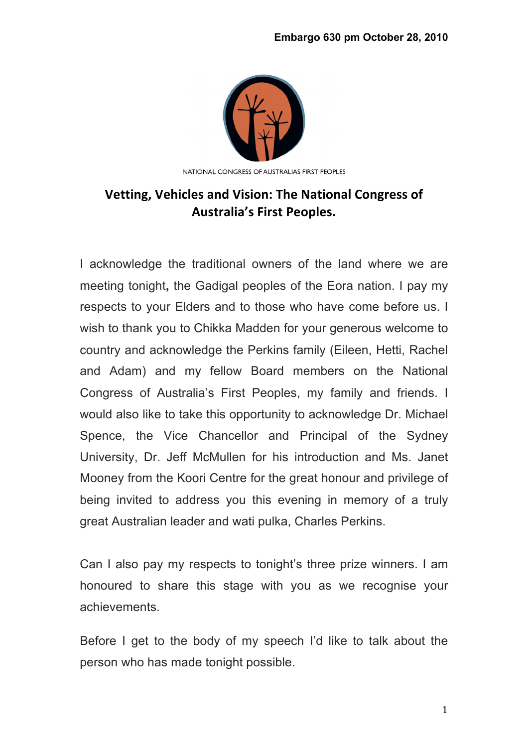**Embargo 630 pm October 28, 2010**

NATIONAL CONGRESS OF AUSTRALIAS FIRST PEOPLES

# Vetting, Vehicles and Vision: The National Congress of Australia's First Peoples.

I acknowledge the traditional owners of the land where we are meeting tonight**,** the Gadigal peoples of the Eora nation. I pay my respects to your Elders and to those who have come before us. I wish to thank you to Chikka Madden for your generous welcome to country and acknowledge the Perkins family (Eileen, Hetti, Rachel and Adam) and my fellow Board members on the National Congress of Australia's First Peoples, my family and friends. I would also like to take this opportunity to acknowledge Dr. Michael Spence, the Vice Chancellor and Principal of the Sydney University, Dr. Jeff McMullen for his introduction and Ms. Janet Mooney from the Koori Centre for the great honour and privilege of being invited to address you this evening in memory of a truly great Australian leader and wati pulka, Charles Perkins.

Can I also pay my respects to tonight's three prize winners. I am honoured to share this stage with you as we recognise your achievements.

Before I get to the body of my speech I'd like to talk about the person who has made tonight possible.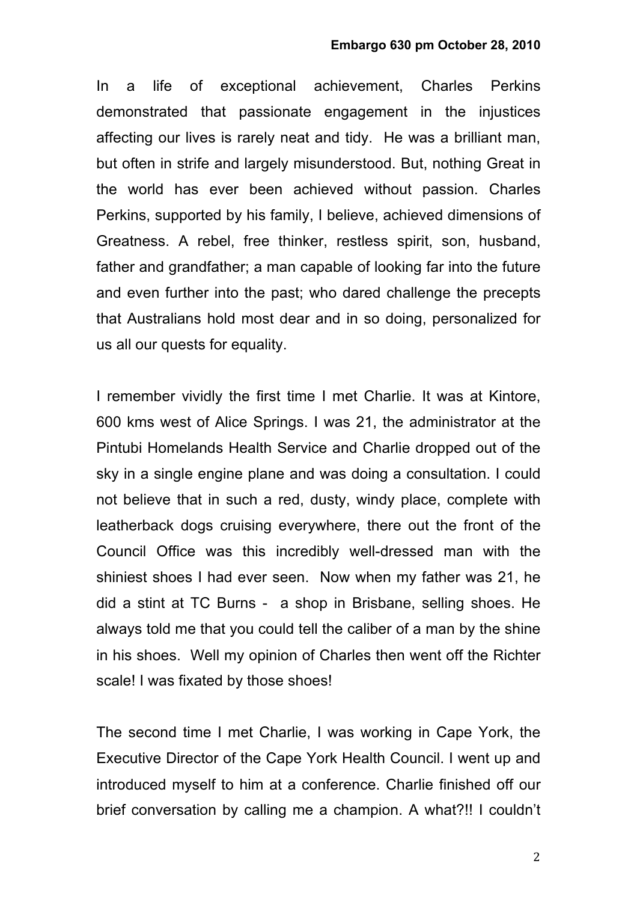**Embargo 630 pm October 28, 2010**

In a life of exceptional achievement, Charles Perkins demonstrated that passionate engagement in the injustices affecting our lives is rarely neat and tidy. He was a brilliant man, but often in strife and largely misunderstood. But, nothing Great in the world has ever been achieved without passion. Charles Perkins, supported by his family, I believe, achieved dimensions of Greatness. A rebel, free thinker, restless spirit, son, husband, father and grandfather; a man capable of looking far into the future and even further into the past; who dared challenge the precepts that Australians hold most dear and in so doing, personalized for us all our quests for equality.

I remember vividly the first time I met Charlie. It was at Kintore, 600 kms west of Alice Springs. I was 21, the administrator at the Pintubi Homelands Health Service and Charlie dropped out of the sky in a single engine plane and was doing a consultation. I could not believe that in such a red, dusty, windy place, complete with leatherback dogs cruising everywhere, there out the front of the Council Office was this incredibly well-dressed man with the shiniest shoes I had ever seen. Now when my father was 21, he did a stint at TC Burns - a shop in Brisbane, selling shoes. He always told me that you could tell the caliber of a man by the shine in his shoes. Well my opinion of Charles then went off the Richter scale! I was fixated by those shoes!

The second time I met Charlie, I was working in Cape York, the Executive Director of the Cape York Health Council. I went up and introduced myself to him at a conference. Charlie finished off our brief conversation by calling me a champion. A what?!! I couldn't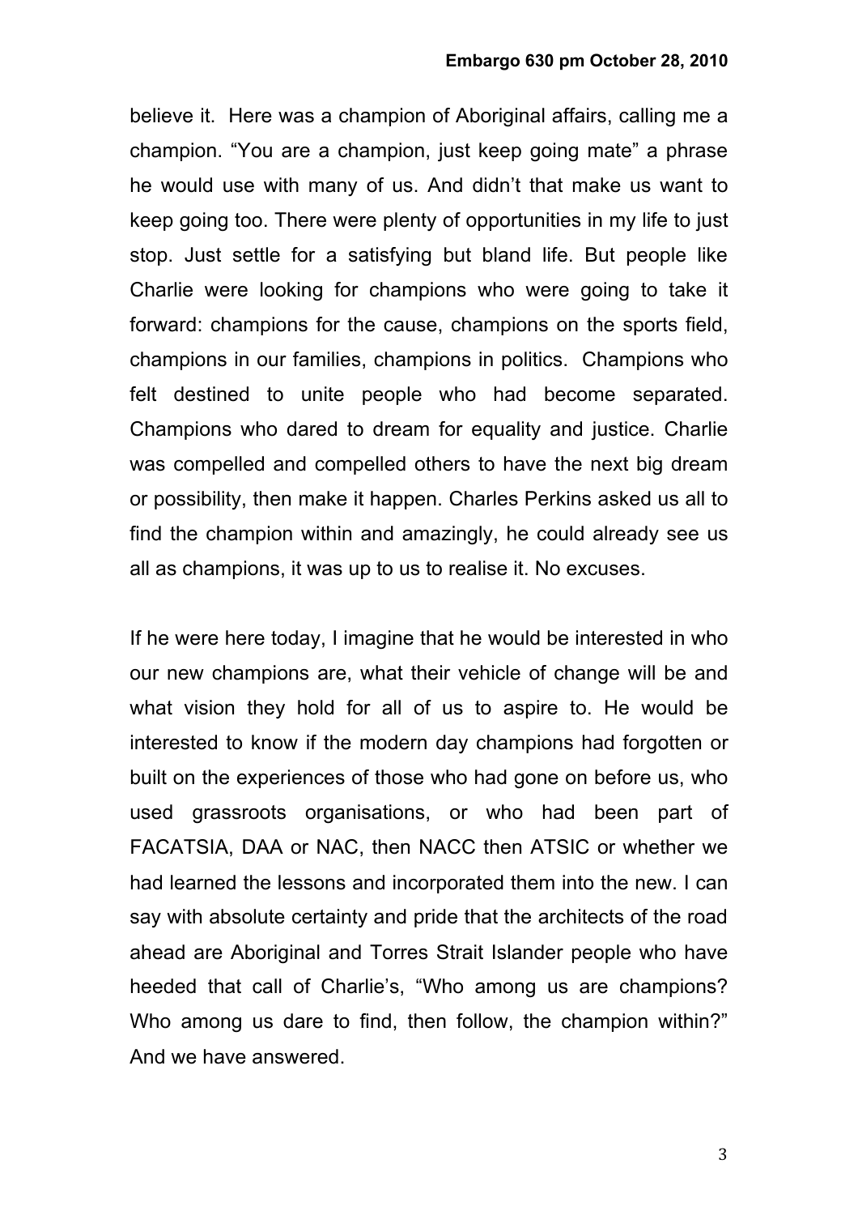believe it. Here was a champion of Aboriginal affairs, calling me a champion. "You are a champion, just keep going mate" a phrase he would use with many of us. And didn't that make us want to keep going too. There were plenty of opportunities in my life to just stop. Just settle for a satisfying but bland life. But people like Charlie were looking for champions who were going to take it forward: champions for the cause, champions on the sports field, champions in our families, champions in politics. Champions who felt destined to unite people who had become separated. Champions who dared to dream for equality and justice. Charlie was compelled and compelled others to have the next big dream or possibility, then make it happen. Charles Perkins asked us all to find the champion within and amazingly, he could already see us all as champions, it was up to us to realise it. No excuses.

If he were here today, I imagine that he would be interested in who our new champions are, what their vehicle of change will be and what vision they hold for all of us to aspire to. He would be interested to know if the modern day champions had forgotten or built on the experiences of those who had gone on before us, who used grassroots organisations, or who had been part of FACATSIA, DAA or NAC, then NACC then ATSIC or whether we had learned the lessons and incorporated them into the new. I can say with absolute certainty and pride that the architects of the road ahead are Aboriginal and Torres Strait Islander people who have heeded that call of Charlie's, "Who among us are champions? Who among us dare to find, then follow, the champion within?" And we have answered.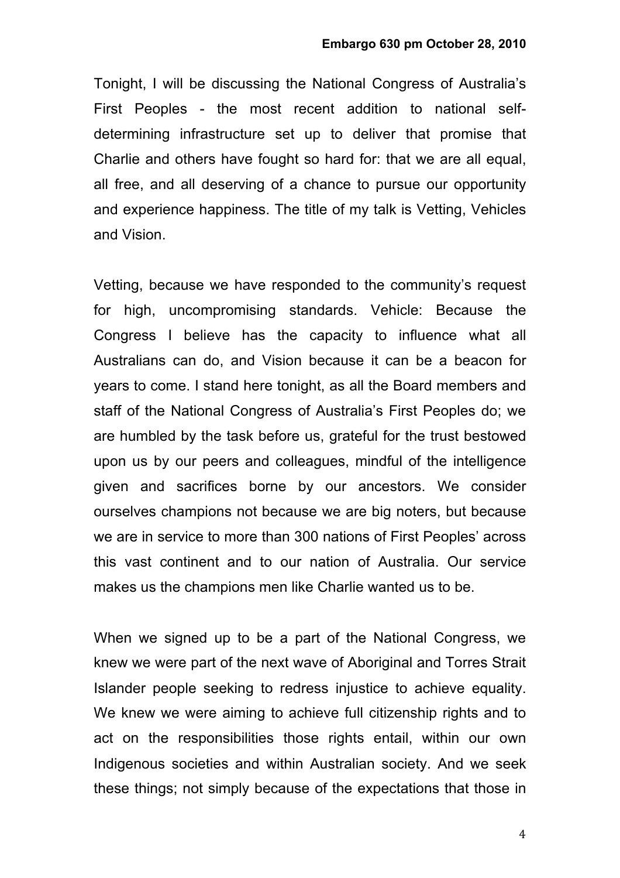**Embargo 630 pm October 28, 2010**

Tonight, I will be discussing the National Congress of Australia's First Peoples - the most recent addition to national self-determining infrastructure set up to deliver that promise that Charlie and others have fought so hard for: that we are all equal, all free, and all deserving of a chance to pursue our opportunity and experience happiness. The title of my talk is Vetting, Vehicles and Vision.

Vetting, because we have responded to the community's request for high, uncompromising standards. Vehicle: Because the Congress I believe has the capacity to influence what all Australians can do, and Vision because it can be a beacon for years to come. I stand here tonight, as all the Board members and staff of the National Congress of Australia's First Peoples do; we are humbled by the task before us, grateful for the trust bestowed upon us by our peers and colleagues, mindful of the intelligence given and sacrifices borne by our ancestors. We consider ourselves champions not because we are big noters, but because we are in service to more than 300 nations of First Peoples' across this vast continent and to our nation of Australia. Our service makes us the champions men like Charlie wanted us to be.

When we signed up to be a part of the National Congress, we knew we were part of the next wave of Aboriginal and Torres Strait Islander people seeking to redress injustice to achieve equality. We knew we were aiming to achieve full citizenship rights and to act on the responsibilities those rights entail, within our own Indigenous societies and within Australian society. And we seek these things; not simply because of the expectations that those in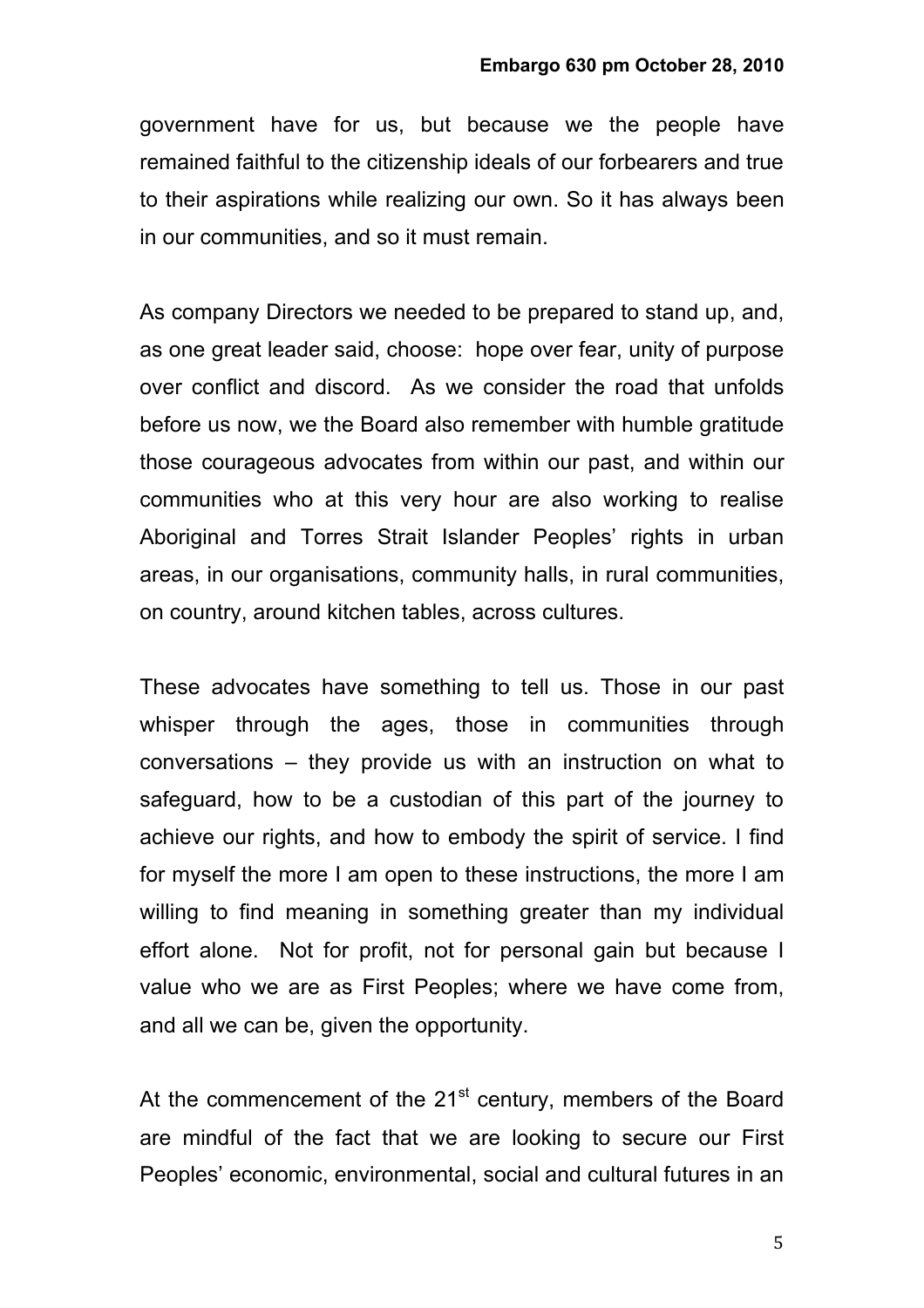government have for us, but because we the people have remained faithful to the citizenship ideals of our forbearers and true to their aspirations while realizing our own. So it has always been in our communities, and so it must remain.

As company Directors we needed to be prepared to stand up, and, as one great leader said, choose: hope over fear, unity of purpose over conflict and discord. As we consider the road that unfolds before us now, we the Board also remember with humble gratitude those courageous advocates from within our past, and within our communities who at this very hour are also working to realise Aboriginal and Torres Strait Islander Peoples' rights in urban areas, in our organisations, community halls, in rural communities, on country, around kitchen tables, across cultures.

These advocates have something to tell us. Those in our past whisper through the ages, those in communities through conversations – they provide us with an instruction on what to safeguard, how to be a custodian of this part of the journey to achieve our rights, and how to embody the spirit of service. I find for myself the more I am open to these instructions, the more I am willing to find meaning in something greater than my individual effort alone. Not for profit, not for personal gain but because I value who we are as First Peoples; where we have come from, and all we can be, given the opportunity.

At the commencement of the 21st century, members of the Board are mindful of the fact that we are looking to secure our First Peoples' economic, environmental, social and cultural futures in an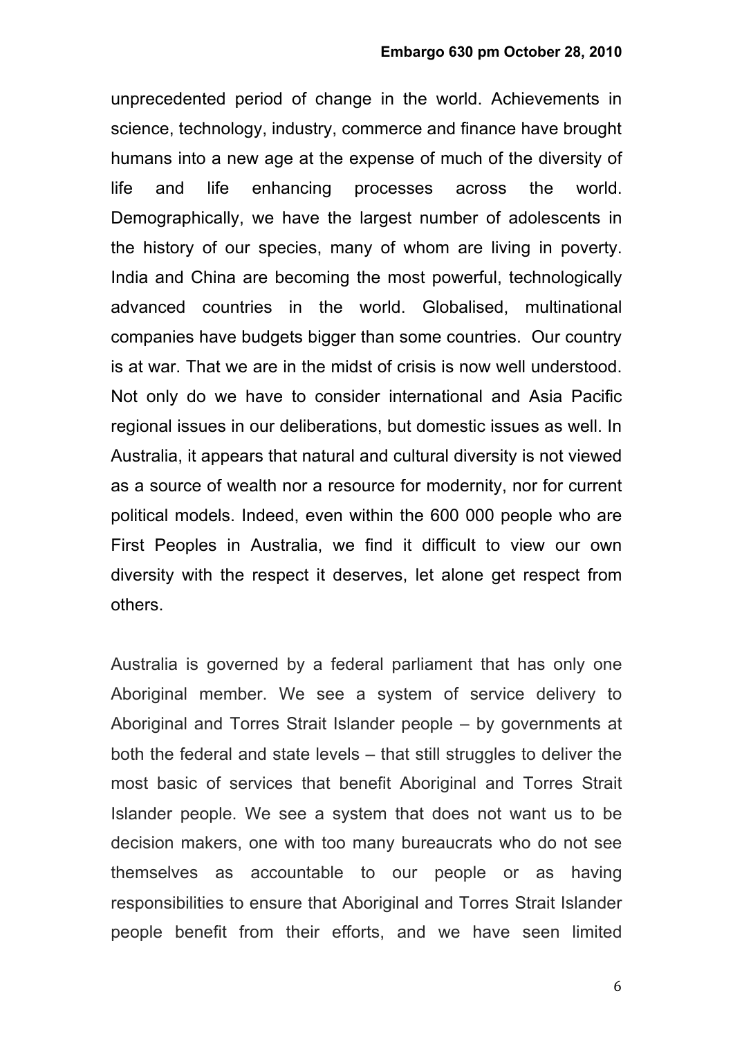unprecedented period of change in the world. Achievements in science, technology, industry, commerce and finance have brought humans into a new age at the expense of much of the diversity of life and life enhancing processes across the world. Demographically, we have the largest number of adolescents in the history of our species, many of whom are living in poverty. India and China are becoming the most powerful, technologically advanced countries in the world. Globalised, multinational companies have budgets bigger than some countries. Our country is at war. That we are in the midst of crisis is now well understood. Not only do we have to consider international and Asia Pacific regional issues in our deliberations, but domestic issues as well. In Australia, it appears that natural and cultural diversity is not viewed as a source of wealth nor a resource for modernity, nor for current political models. Indeed, even within the 600 000 people who are First Peoples in Australia, we find it difficult to view our own diversity with the respect it deserves, let alone get respect from others.

Australia is governed by a federal parliament that has only one Aboriginal member. We see a system of service delivery to Aboriginal and Torres Strait Islander people – by governments at both the federal and state levels – that still struggles to deliver the most basic of services that benefit Aboriginal and Torres Strait Islander people. We see a system that does not want us to be decision makers, one with too many bureaucrats who do not see themselves as accountable to our people or as having responsibilities to ensure that Aboriginal and Torres Strait Islander people benefit from their efforts, and we have seen limited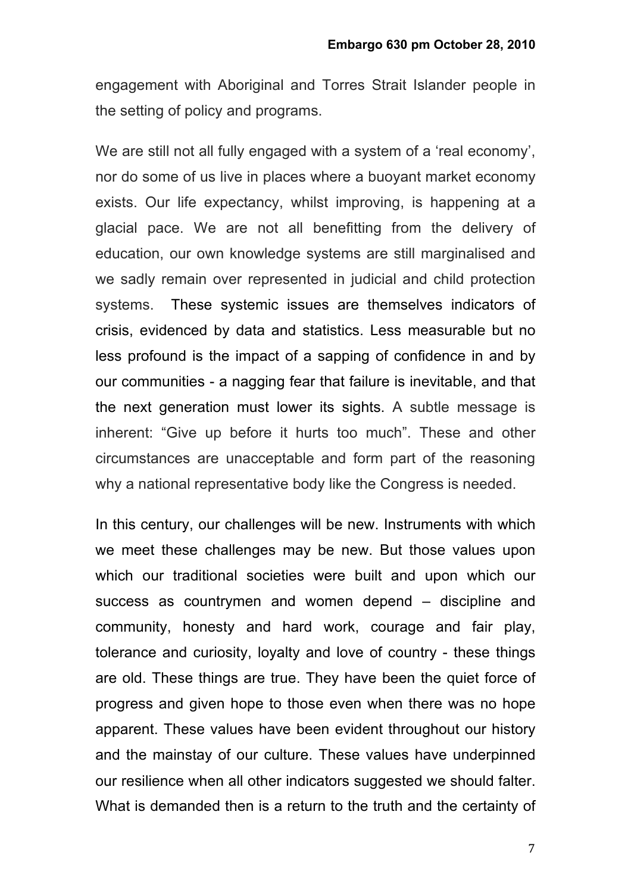engagement with Aboriginal and Torres Strait Islander people in the setting of policy and programs.

We are still not all fully engaged with a system of a 'real economy', nor do some of us live in places where a buoyant market economy exists. Our life expectancy, whilst improving, is happening at a glacial pace. We are not all benefitting from the delivery of education, our own knowledge systems are still marginalised and we sadly remain over represented in judicial and child protection systems. These systemic issues are themselves indicators of crisis, evidenced by data and statistics. Less measurable but no less profound is the impact of a sapping of confidence in and by our communities - a nagging fear that failure is inevitable, and that the next generation must lower its sights. A subtle message is inherent: "Give up before it hurts too much". These and other circumstances are unacceptable and form part of the reasoning why a national representative body like the Congress is needed.

In this century, our challenges will be new. Instruments with which we meet these challenges may be new. But those values upon which our traditional societies were built and upon which our success as countrymen and women depend – discipline and community, honesty and hard work, courage and fair play, tolerance and curiosity, loyalty and love of country - these things are old. These things are true. They have been the quiet force of progress and given hope to those even when there was no hope apparent. These values have been evident throughout our history and the mainstay of our culture. These values have underpinned our resilience when all other indicators suggested we should falter. What is demanded then is a return to the truth and the certainty of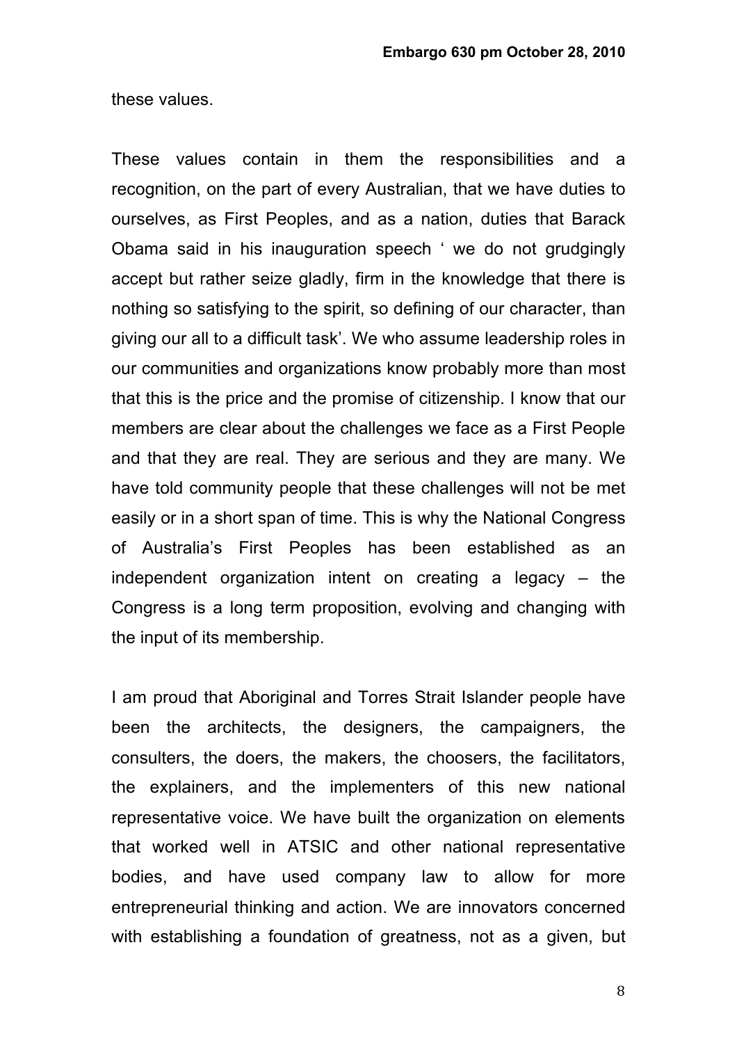these values.

These values contain in them the responsibilities and a recognition, on the part of every Australian, that we have duties to ourselves, as First Peoples, and as a nation, duties that Barack Obama said in his inauguration speech ' we do not grudgingly accept but rather seize gladly, firm in the knowledge that there is nothing so satisfying to the spirit, so defining of our character, than giving our all to a difficult task'. We who assume leadership roles in our communities and organizations know probably more than most that this is the price and the promise of citizenship. I know that our members are clear about the challenges we face as a First People and that they are real. They are serious and they are many. We have told community people that these challenges will not be met easily or in a short span of time. This is why the National Congress of Australia's First Peoples has been established as an independent organization intent on creating a legacy – the Congress is a long term proposition, evolving and changing with the input of its membership.

I am proud that Aboriginal and Torres Strait Islander people have been the architects, the designers, the campaigners, the consulters, the doers, the makers, the choosers, the facilitators, the explainers, and the implementers of this new national representative voice. We have built the organization on elements that worked well in ATSIC and other national representative bodies, and have used company law to allow for more entrepreneurial thinking and action. We are innovators concerned with establishing a foundation of greatness, not as a given, but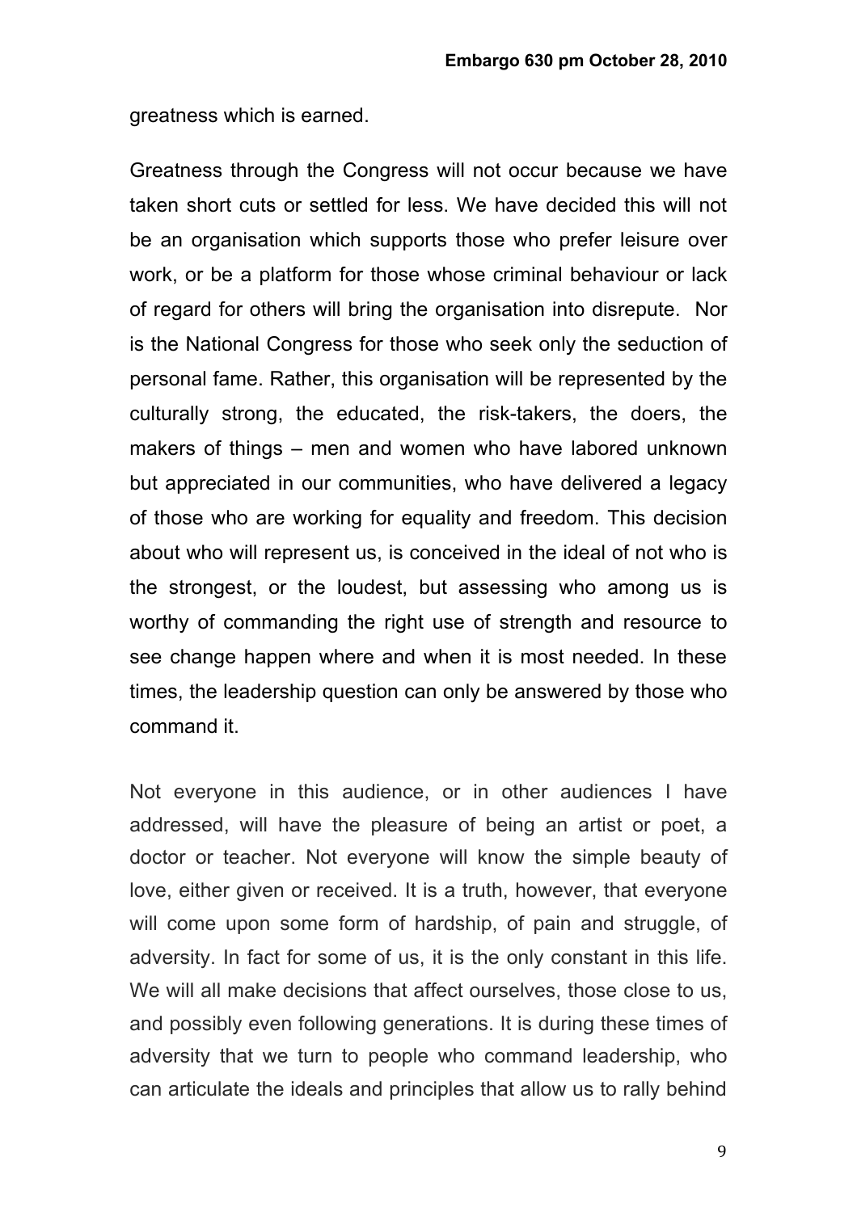greatness which is earned.

Greatness through the Congress will not occur because we have taken short cuts or settled for less. We have decided this will not be an organisation which supports those who prefer leisure over work, or be a platform for those whose criminal behaviour or lack of regard for others will bring the organisation into disrepute. Nor is the National Congress for those who seek only the seduction of personal fame. Rather, this organisation will be represented by the culturally strong, the educated, the risk-takers, the doers, the makers of things – men and women who have labored unknown but appreciated in our communities, who have delivered a legacy of those who are working for equality and freedom. This decision about who will represent us, is conceived in the ideal of not who is the strongest, or the loudest, but assessing who among us is worthy of commanding the right use of strength and resource to see change happen where and when it is most needed. In these times, the leadership question can only be answered by those who command it.

Not everyone in this audience, or in other audiences I have addressed, will have the pleasure of being an artist or poet, a doctor or teacher. Not everyone will know the simple beauty of love, either given or received. It is a truth, however, that everyone will come upon some form of hardship, of pain and struggle, of adversity. In fact for some of us, it is the only constant in this life. We will all make decisions that affect ourselves, those close to us, and possibly even following generations. It is during these times of adversity that we turn to people who command leadership, who can articulate the ideals and principles that allow us to rally behind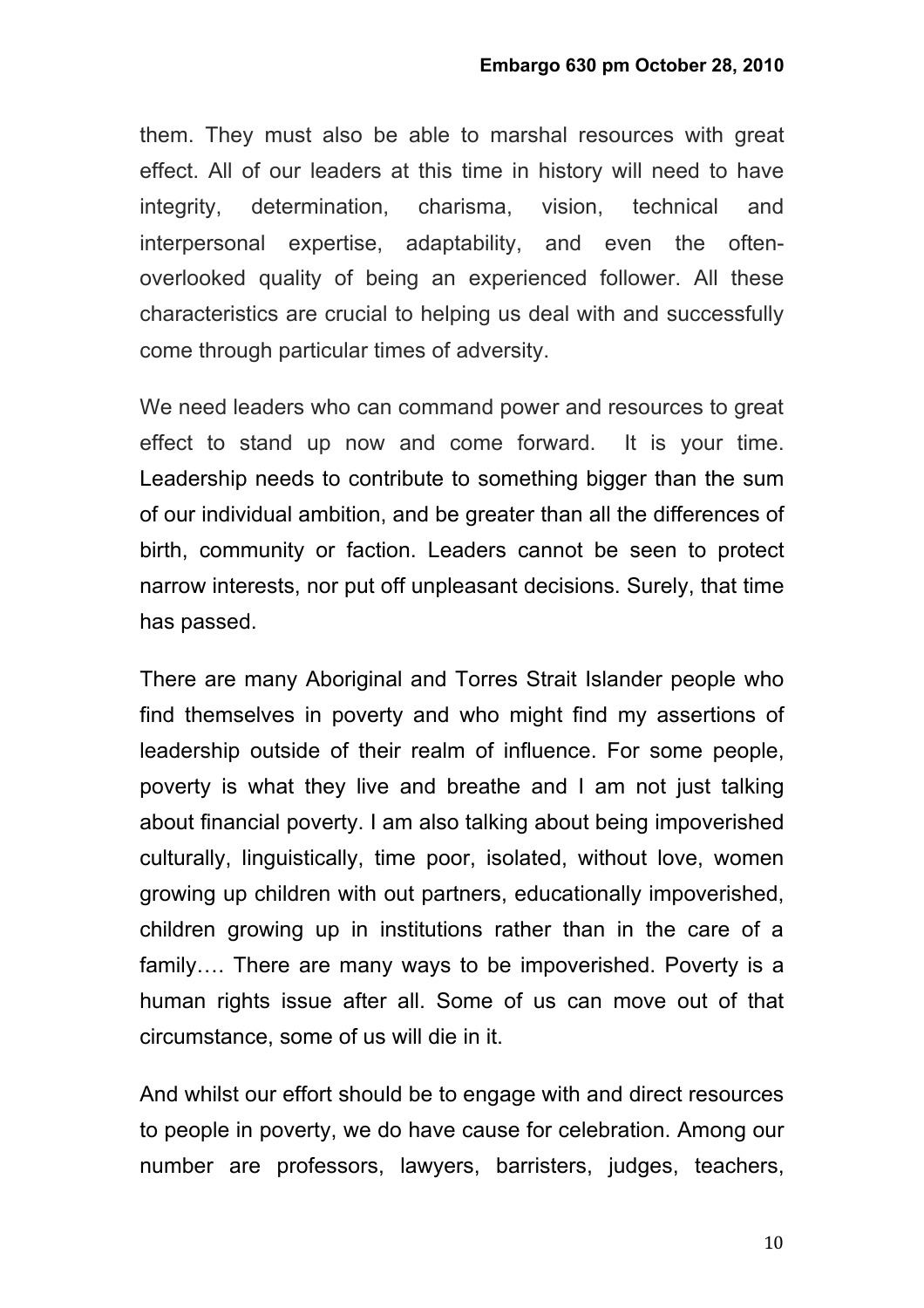them. They must also be able to marshal resources with great effect. All of our leaders at this time in history will need to have integrity, determination, charisma, vision, technical and interpersonal expertise, adaptability, and even the often-overlooked quality of being an experienced follower. All these characteristics are crucial to helping us deal with and successfully come through particular times of adversity.

We need leaders who can command power and resources to great effect to stand up now and come forward. It is your time. Leadership needs to contribute to something bigger than the sum of our individual ambition, and be greater than all the differences of birth, community or faction. Leaders cannot be seen to protect narrow interests, nor put off unpleasant decisions. Surely, that time has passed.

There are many Aboriginal and Torres Strait Islander people who find themselves in poverty and who might find my assertions of leadership outside of their realm of influence. For some people, poverty is what they live and breathe and I am not just talking about financial poverty. I am also talking about being impoverished culturally, linguistically, time poor, isolated, without love, women growing up children with out partners, educationally impoverished, children growing up in institutions rather than in the care of a family…. There are many ways to be impoverished. Poverty is a human rights issue after all. Some of us can move out of that circumstance, some of us will die in it.

And whilst our effort should be to engage with and direct resources to people in poverty, we do have cause for celebration. Among our number are professors, lawyers, barristers, judges, teachers,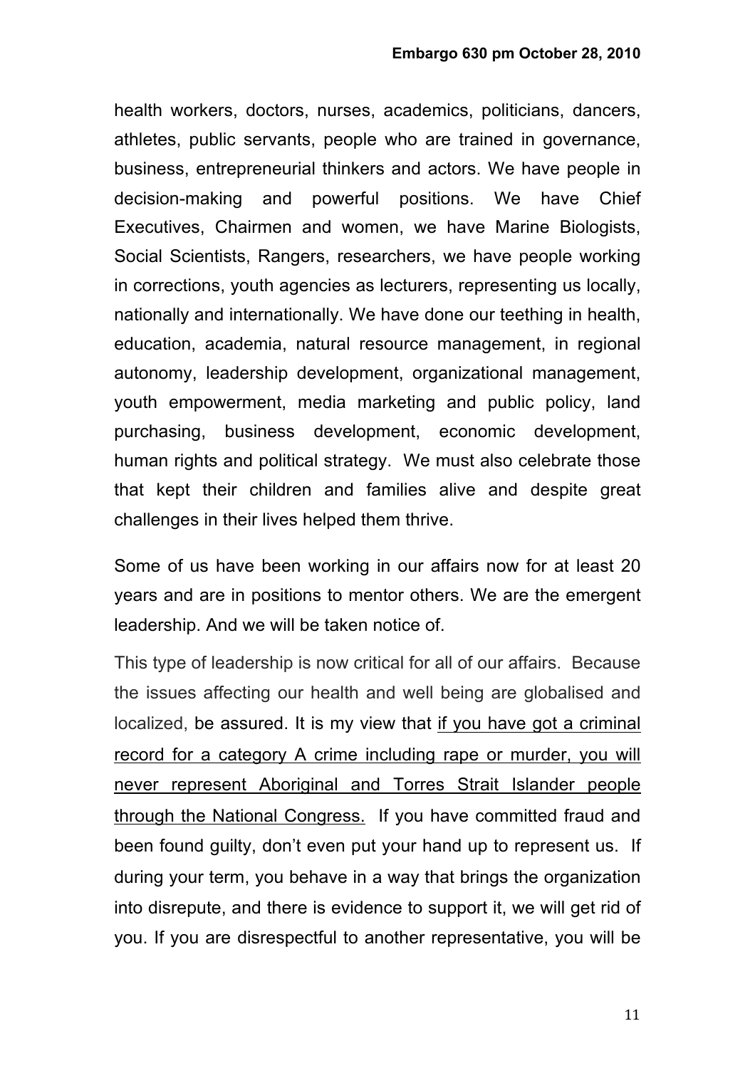health workers, doctors, nurses, academics, politicians, dancers, athletes, public servants, people who are trained in governance, business, entrepreneurial thinkers and actors. We have people in decision-making and powerful positions. We have Chief Executives, Chairmen and women, we have Marine Biologists, Social Scientists, Rangers, researchers, we have people working in corrections, youth agencies as lecturers, representing us locally, nationally and internationally. We have done our teething in health, education, academia, natural resource management, in regional autonomy, leadership development, organizational management, youth empowerment, media marketing and public policy, land purchasing, business development, economic development, human rights and political strategy. We must also celebrate those that kept their children and families alive and despite great challenges in their lives helped them thrive.

Some of us have been working in our affairs now for at least 20 years and are in positions to mentor others. We are the emergent leadership. And we will be taken notice of.

This type of leadership is now critical for all of our affairs. Because the issues affecting our health and well being are globalised and localized, be assured. It is my view that <u>if you have got a criminal record for a category A crime including rape or murder, you will never represent Aboriginal and Torres Strait Islander people through the National Congress.</u> If you have committed fraud and been found guilty, don't even put your hand up to represent us. If during your term, you behave in a way that brings the organization into disrepute, and there is evidence to support it, we will get rid of you. If you are disrespectful to another representative, you will be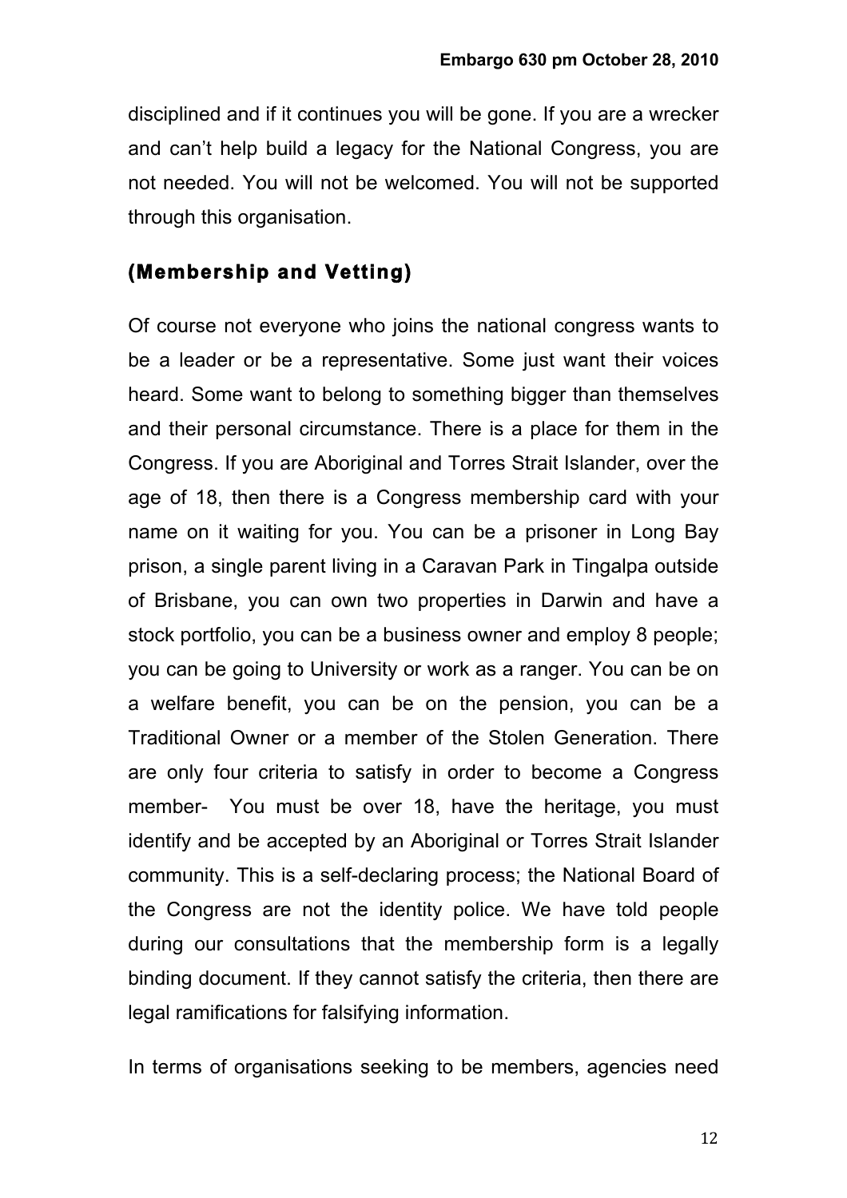disciplined and if it continues you will be gone. If you are a wrecker and can't help build a legacy for the National Congress, you are not needed. You will not be welcomed. You will not be supported through this organisation.

## (Membership and Vetting)

Of course not everyone who joins the national congress wants to be a leader or be a representative. Some just want their voices heard. Some want to belong to something bigger than themselves and their personal circumstance. There is a place for them in the Congress. If you are Aboriginal and Torres Strait Islander, over the age of 18, then there is a Congress membership card with your name on it waiting for you. You can be a prisoner in Long Bay prison, a single parent living in a Caravan Park in Tingalpa outside of Brisbane, you can own two properties in Darwin and have a stock portfolio, you can be a business owner and employ 8 people; you can be going to University or work as a ranger. You can be on a welfare benefit, you can be on the pension, you can be a Traditional Owner or a member of the Stolen Generation. There are only four criteria to satisfy in order to become a Congress member- You must be over 18, have the heritage, you must identify and be accepted by an Aboriginal or Torres Strait Islander community. This is a self-declaring process; the National Board of the Congress are not the identity police. We have told people during our consultations that the membership form is a legally binding document. If they cannot satisfy the criteria, then there are legal ramifications for falsifying information.

In terms of organisations seeking to be members, agencies need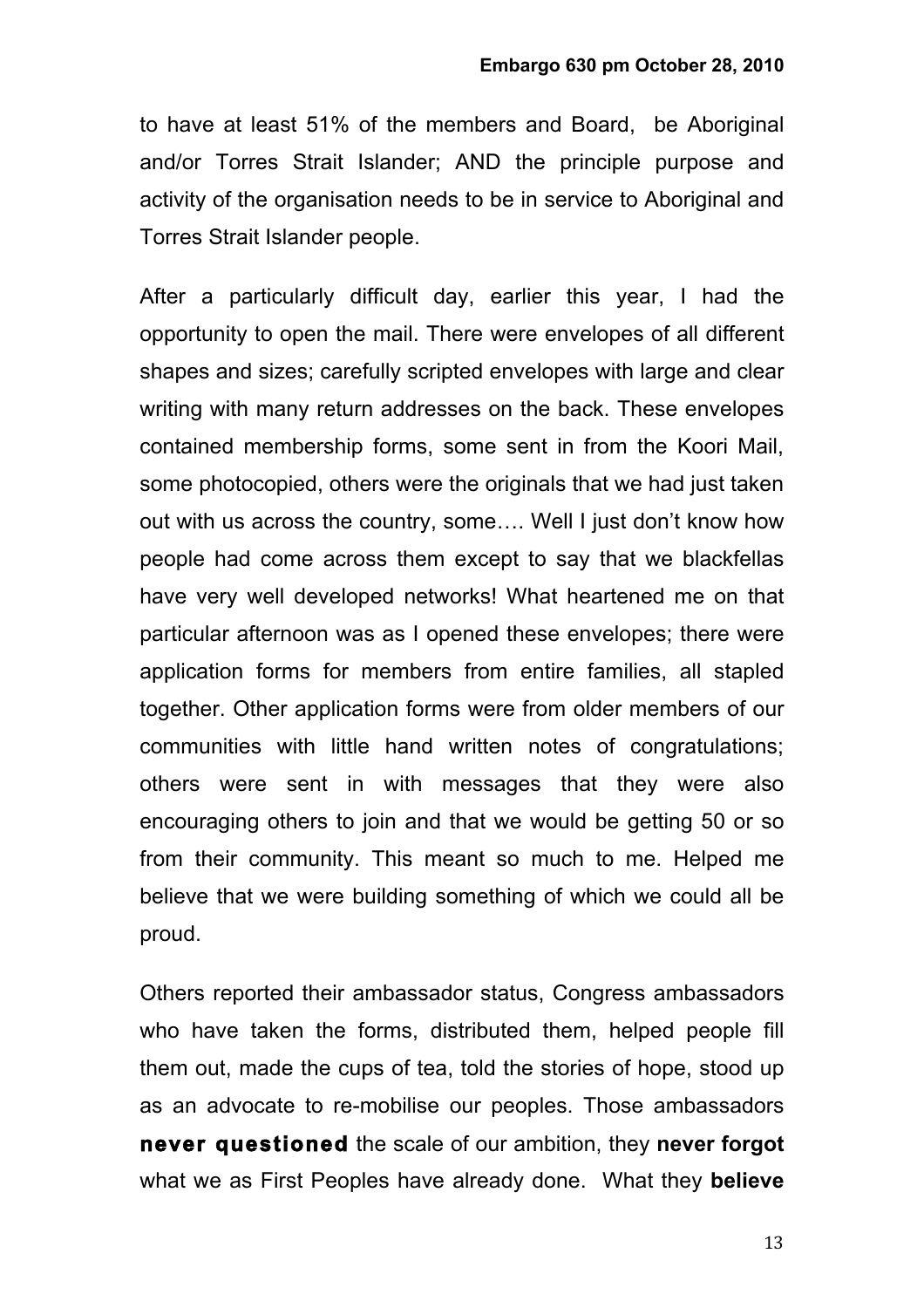to have at least 51% of the members and Board, be Aboriginal and/or Torres Strait Islander; AND the principle purpose and activity of the organisation needs to be in service to Aboriginal and Torres Strait Islander people.

After a particularly difficult day, earlier this year, I had the opportunity to open the mail. There were envelopes of all different shapes and sizes; carefully scripted envelopes with large and clear writing with many return addresses on the back. These envelopes contained membership forms, some sent in from the Koori Mail, some photocopied, others were the originals that we had just taken out with us across the country, some…. Well I just don't know how people had come across them except to say that we blackfellas have very well developed networks! What heartened me on that particular afternoon was as I opened these envelopes; there were application forms for members from entire families, all stapled together. Other application forms were from older members of our communities with little hand written notes of congratulations; others were sent in with messages that they were also encouraging others to join and that we would be getting 50 or so from their community. This meant so much to me. Helped me believe that we were building something of which we could all be proud.

Others reported their ambassador status, Congress ambassadors who have taken the forms, distributed them, helped people fill them out, made the cups of tea, told the stories of hope, stood up as an advocate to re-mobilise our peoples. Those ambassadors **never questioned** the scale of our ambition, they **never forgot** what we as First Peoples have already done. What they **believe**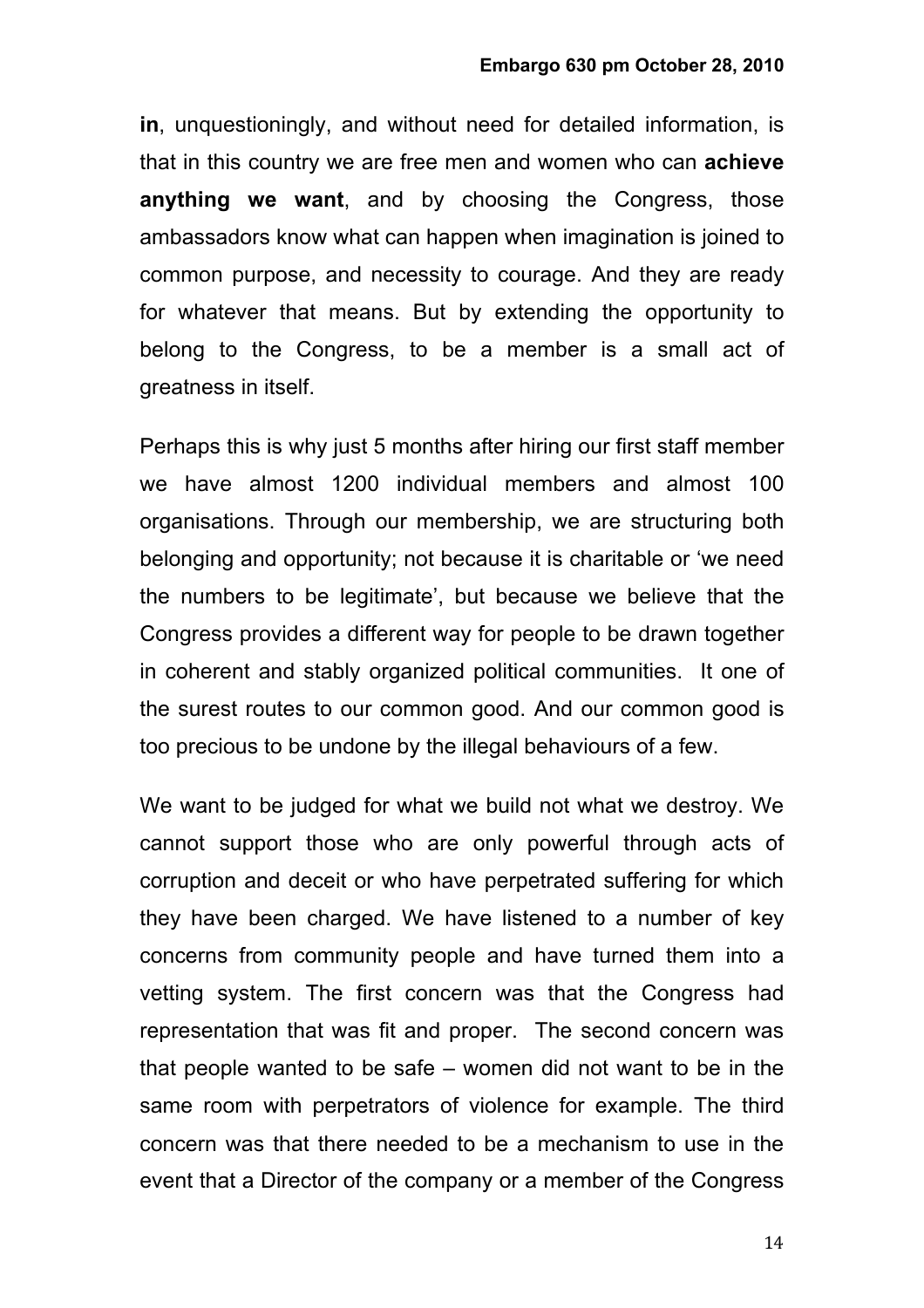**in**, unquestioningly, and without need for detailed information, is that in this country we are free men and women who can **achieve anything we want**, and by choosing the Congress, those ambassadors know what can happen when imagination is joined to common purpose, and necessity to courage. And they are ready for whatever that means. But by extending the opportunity to belong to the Congress, to be a member is a small act of greatness in itself.

Perhaps this is why just 5 months after hiring our first staff member we have almost 1200 individual members and almost 100 organisations. Through our membership, we are structuring both belonging and opportunity; not because it is charitable or 'we need the numbers to be legitimate', but because we believe that the Congress provides a different way for people to be drawn together in coherent and stably organized political communities. It one of the surest routes to our common good. And our common good is too precious to be undone by the illegal behaviours of a few.

We want to be judged for what we build not what we destroy. We cannot support those who are only powerful through acts of corruption and deceit or who have perpetrated suffering for which they have been charged. We have listened to a number of key concerns from community people and have turned them into a vetting system. The first concern was that the Congress had representation that was fit and proper. The second concern was that people wanted to be safe – women did not want to be in the same room with perpetrators of violence for example. The third concern was that there needed to be a mechanism to use in the event that a Director of the company or a member of the Congress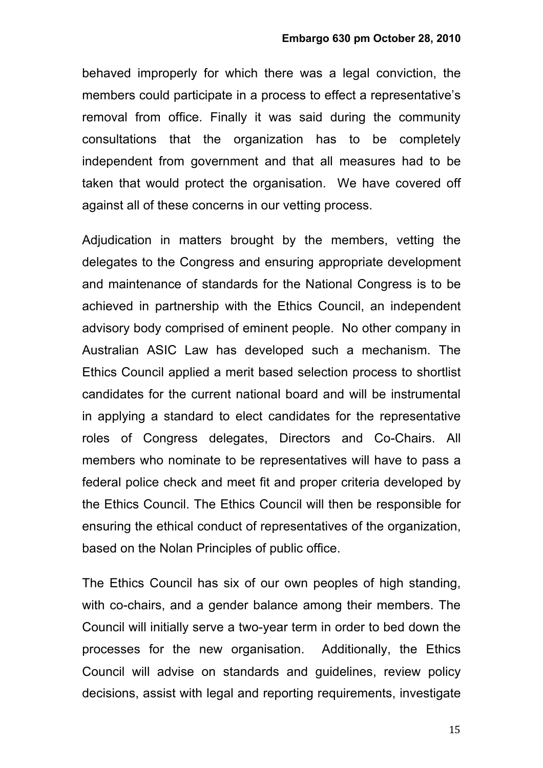behaved improperly for which there was a legal conviction, the members could participate in a process to effect a representative's removal from office. Finally it was said during the community consultations that the organization has to be completely independent from government and that all measures had to be taken that would protect the organisation. We have covered off against all of these concerns in our vetting process.

Adjudication in matters brought by the members, vetting the delegates to the Congress and ensuring appropriate development and maintenance of standards for the National Congress is to be achieved in partnership with the Ethics Council, an independent advisory body comprised of eminent people. No other company in Australian ASIC Law has developed such a mechanism. The Ethics Council applied a merit based selection process to shortlist candidates for the current national board and will be instrumental in applying a standard to elect candidates for the representative roles of Congress delegates, Directors and Co-Chairs. All members who nominate to be representatives will have to pass a federal police check and meet fit and proper criteria developed by the Ethics Council. The Ethics Council will then be responsible for ensuring the ethical conduct of representatives of the organization, based on the Nolan Principles of public office.

The Ethics Council has six of our own peoples of high standing, with co-chairs, and a gender balance among their members. The Council will initially serve a two-year term in order to bed down the processes for the new organisation. Additionally, the Ethics Council will advise on standards and guidelines, review policy decisions, assist with legal and reporting requirements, investigate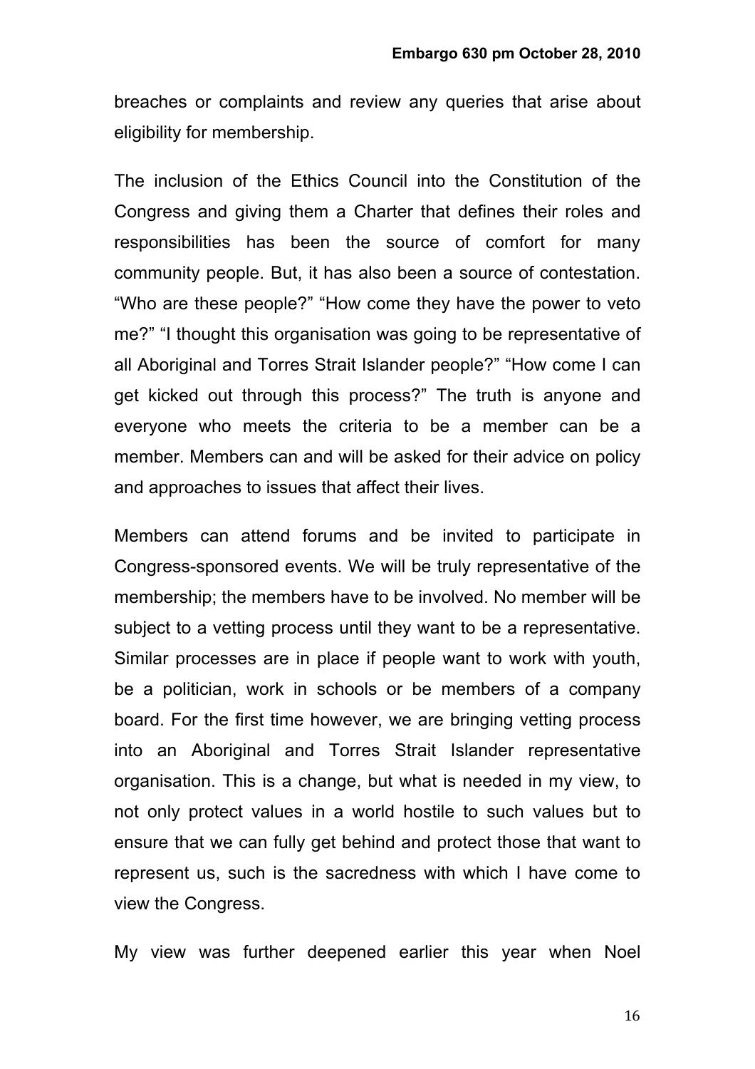breaches or complaints and review any queries that arise about eligibility for membership.

The inclusion of the Ethics Council into the Constitution of the Congress and giving them a Charter that defines their roles and responsibilities has been the source of comfort for many community people. But, it has also been a source of contestation. "Who are these people?" "How come they have the power to veto me?" "I thought this organisation was going to be representative of all Aboriginal and Torres Strait Islander people?" "How come I can get kicked out through this process?" The truth is anyone and everyone who meets the criteria to be a member can be a member. Members can and will be asked for their advice on policy and approaches to issues that affect their lives.

Members can attend forums and be invited to participate in Congress-sponsored events. We will be truly representative of the membership; the members have to be involved. No member will be subject to a vetting process until they want to be a representative. Similar processes are in place if people want to work with youth, be a politician, work in schools or be members of a company board. For the first time however, we are bringing vetting process into an Aboriginal and Torres Strait Islander representative organisation. This is a change, but what is needed in my view, to not only protect values in a world hostile to such values but to ensure that we can fully get behind and protect those that want to represent us, such is the sacredness with which I have come to view the Congress.

My view was further deepened earlier this year when Noel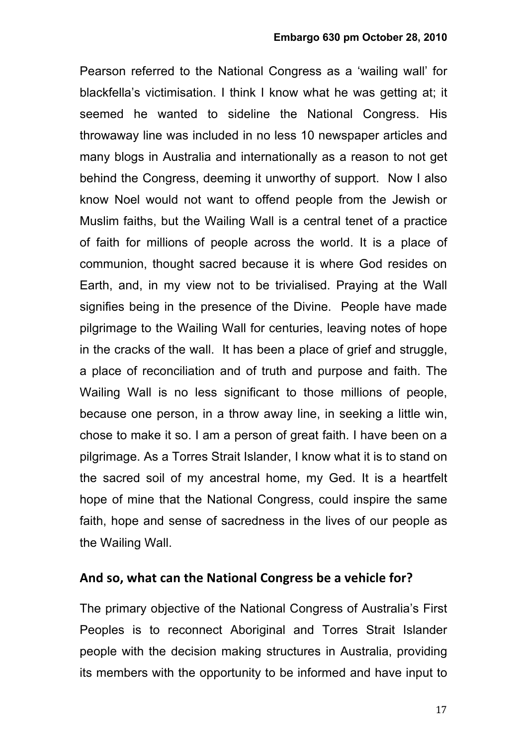Pearson referred to the National Congress as a 'wailing wall' for blackfella's victimisation. I think I know what he was getting at; it seemed he wanted to sideline the National Congress. His throwaway line was included in no less 10 newspaper articles and many blogs in Australia and internationally as a reason to not get behind the Congress, deeming it unworthy of support. Now I also know Noel would not want to offend people from the Jewish or Muslim faiths, but the Wailing Wall is a central tenet of a practice of faith for millions of people across the world. It is a place of communion, thought sacred because it is where God resides on Earth, and, in my view not to be trivialised. Praying at the Wall signifies being in the presence of the Divine. People have made pilgrimage to the Wailing Wall for centuries, leaving notes of hope in the cracks of the wall. It has been a place of grief and struggle, a place of reconciliation and of truth and purpose and faith. The Wailing Wall is no less significant to those millions of people, because one person, in a throw away line, in seeking a little win, chose to make it so. I am a person of great faith. I have been on a pilgrimage. As a Torres Strait Islander, I know what it is to stand on the sacred soil of my ancestral home, my Ged. It is a heartfelt hope of mine that the National Congress, could inspire the same faith, hope and sense of sacredness in the lives of our people as the Wailing Wall.

## And so, what can the National Congress be a vehicle for?

The primary objective of the National Congress of Australia's First Peoples is to reconnect Aboriginal and Torres Strait Islander people with the decision making structures in Australia, providing its members with the opportunity to be informed and have input to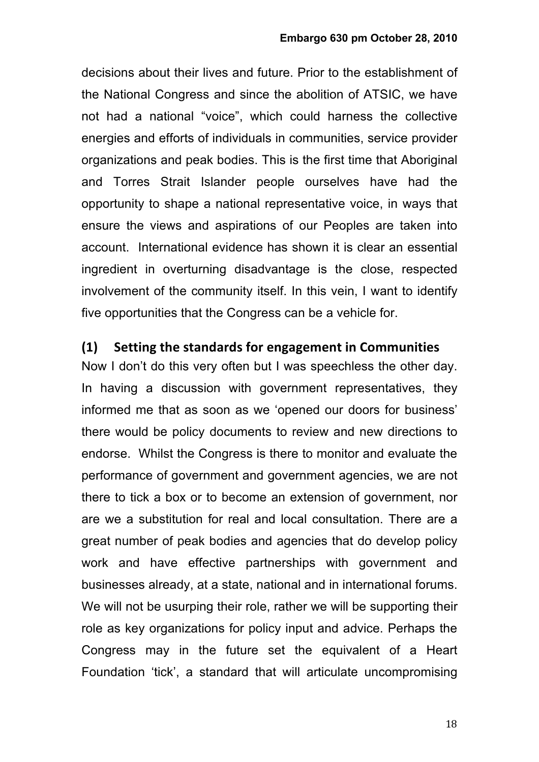decisions about their lives and future. Prior to the establishment of the National Congress and since the abolition of ATSIC, we have not had a national "voice", which could harness the collective energies and efforts of individuals in communities, service provider organizations and peak bodies. This is the first time that Aboriginal and Torres Strait Islander people ourselves have had the opportunity to shape a national representative voice, in ways that ensure the views and aspirations of our Peoples are taken into account. International evidence has shown it is clear an essential ingredient in overturning disadvantage is the close, respected involvement of the community itself. In this vein, I want to identify five opportunities that the Congress can be a vehicle for.

### (1) Setting the standards for engagement in Communities

Now I don't do this very often but I was speechless the other day. In having a discussion with government representatives, they informed me that as soon as we 'opened our doors for business' there would be policy documents to review and new directions to endorse. Whilst the Congress is there to monitor and evaluate the performance of government and government agencies, we are not there to tick a box or to become an extension of government, nor are we a substitution for real and local consultation. There are a great number of peak bodies and agencies that do develop policy work and have effective partnerships with government and businesses already, at a state, national and in international forums. We will not be usurping their role, rather we will be supporting their role as key organizations for policy input and advice. Perhaps the Congress may in the future set the equivalent of a Heart Foundation 'tick', a standard that will articulate uncompromising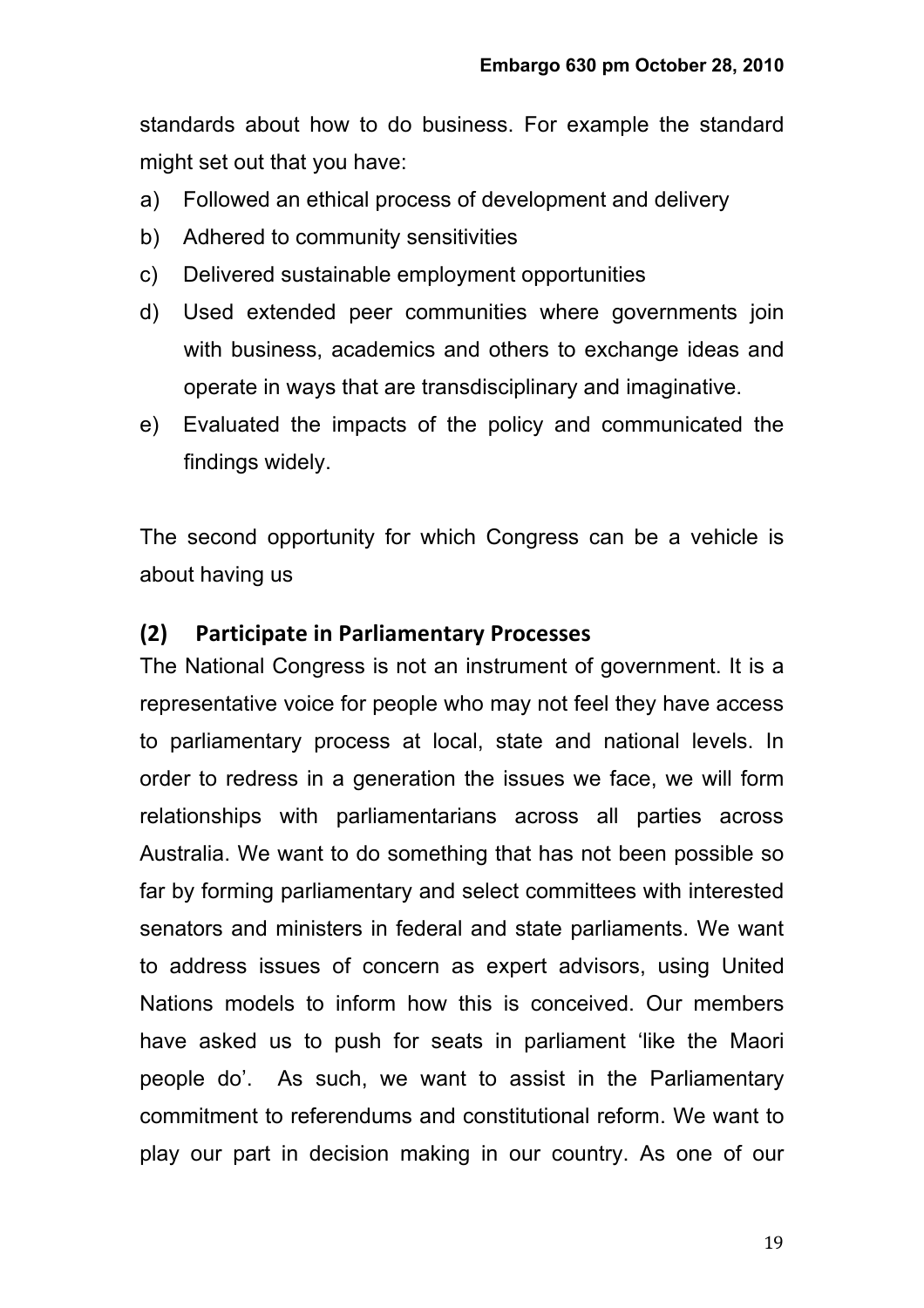standards about how to do business. For example the standard might set out that you have:

a) Followed an ethical process of development and delivery
b) Adhered to community sensitivities
c) Delivered sustainable employment opportunities
d) Used extended peer communities where governments join with business, academics and others to exchange ideas and operate in ways that are transdisciplinary and imaginative.
e) Evaluated the impacts of the policy and communicated the findings widely.

The second opportunity for which Congress can be a vehicle is about having us

## (2) Participate in Parliamentary Processes

The National Congress is not an instrument of government. It is a representative voice for people who may not feel they have access to parliamentary process at local, state and national levels. In order to redress in a generation the issues we face, we will form relationships with parliamentarians across all parties across Australia. We want to do something that has not been possible so far by forming parliamentary and select committees with interested senators and ministers in federal and state parliaments. We want to address issues of concern as expert advisors, using United Nations models to inform how this is conceived. Our members have asked us to push for seats in parliament 'like the Maori people do'. As such, we want to assist in the Parliamentary commitment to referendums and constitutional reform. We want to play our part in decision making in our country. As one of our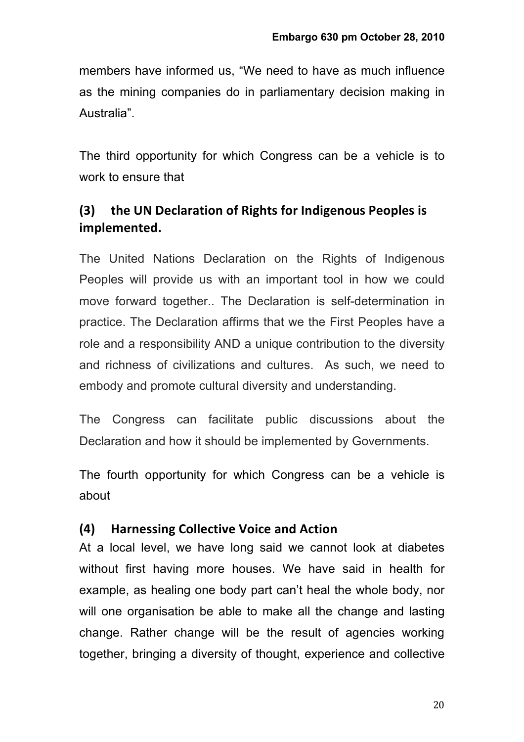members have informed us, "We need to have as much influence as the mining companies do in parliamentary decision making in Australia".

The third opportunity for which Congress can be a vehicle is to work to ensure that

### (3) the UN Declaration of Rights for Indigenous Peoples is implemented.

The United Nations Declaration on the Rights of Indigenous Peoples will provide us with an important tool in how we could move forward together.. The Declaration is self-determination in practice. The Declaration affirms that we the First Peoples have a role and a responsibility AND a unique contribution to the diversity and richness of civilizations and cultures. As such, we need to embody and promote cultural diversity and understanding.

The Congress can facilitate public discussions about the Declaration and how it should be implemented by Governments.

The fourth opportunity for which Congress can be a vehicle is about

### (4) Harnessing Collective Voice and Action

At a local level, we have long said we cannot look at diabetes without first having more houses. We have said in health for example, as healing one body part can't heal the whole body, nor will one organisation be able to make all the change and lasting change. Rather change will be the result of agencies working together, bringing a diversity of thought, experience and collective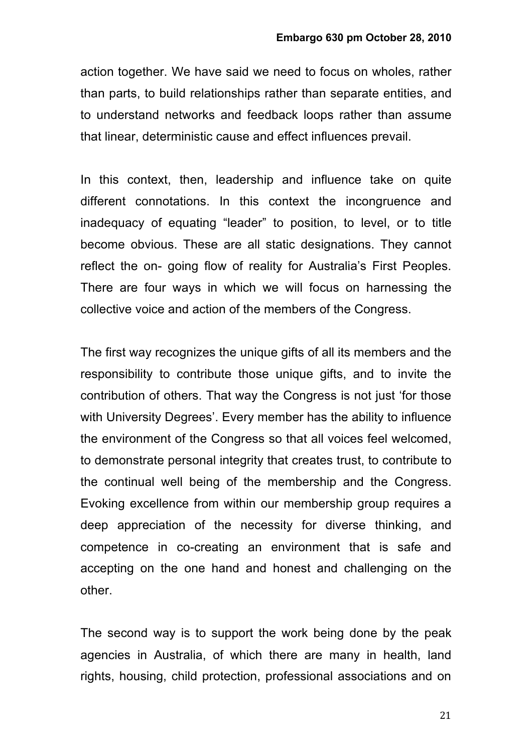action together. We have said we need to focus on wholes, rather than parts, to build relationships rather than separate entities, and to understand networks and feedback loops rather than assume that linear, deterministic cause and effect influences prevail.

In this context, then, leadership and influence take on quite different connotations. In this context the incongruence and inadequacy of equating "leader" to position, to level, or to title become obvious. These are all static designations. They cannot reflect the on- going flow of reality for Australia's First Peoples. There are four ways in which we will focus on harnessing the collective voice and action of the members of the Congress.

The first way recognizes the unique gifts of all its members and the responsibility to contribute those unique gifts, and to invite the contribution of others. That way the Congress is not just 'for those with University Degrees'. Every member has the ability to influence the environment of the Congress so that all voices feel welcomed, to demonstrate personal integrity that creates trust, to contribute to the continual well being of the membership and the Congress. Evoking excellence from within our membership group requires a deep appreciation of the necessity for diverse thinking, and competence in co-creating an environment that is safe and accepting on the one hand and honest and challenging on the other.

The second way is to support the work being done by the peak agencies in Australia, of which there are many in health, land rights, housing, child protection, professional associations and on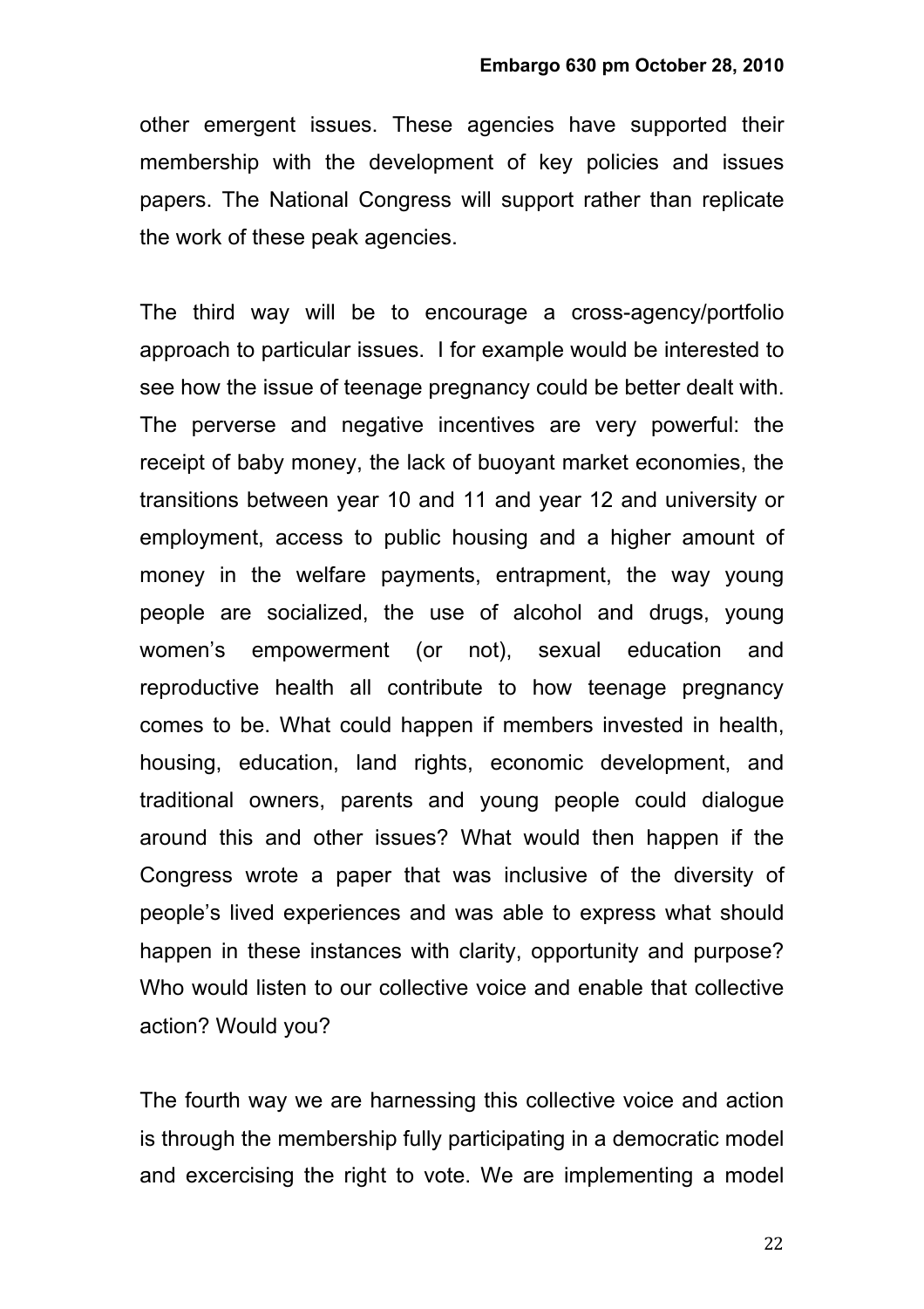other emergent issues. These agencies have supported their membership with the development of key policies and issues papers. The National Congress will support rather than replicate the work of these peak agencies.

The third way will be to encourage a cross-agency/portfolio approach to particular issues. I for example would be interested to see how the issue of teenage pregnancy could be better dealt with. The perverse and negative incentives are very powerful: the receipt of baby money, the lack of buoyant market economies, the transitions between year 10 and 11 and year 12 and university or employment, access to public housing and a higher amount of money in the welfare payments, entrapment, the way young people are socialized, the use of alcohol and drugs, young women's empowerment (or not), sexual education and reproductive health all contribute to how teenage pregnancy comes to be. What could happen if members invested in health, housing, education, land rights, economic development, and traditional owners, parents and young people could dialogue around this and other issues? What would then happen if the Congress wrote a paper that was inclusive of the diversity of people's lived experiences and was able to express what should happen in these instances with clarity, opportunity and purpose? Who would listen to our collective voice and enable that collective action? Would you?

The fourth way we are harnessing this collective voice and action is through the membership fully participating in a democratic model and excercising the right to vote. We are implementing a model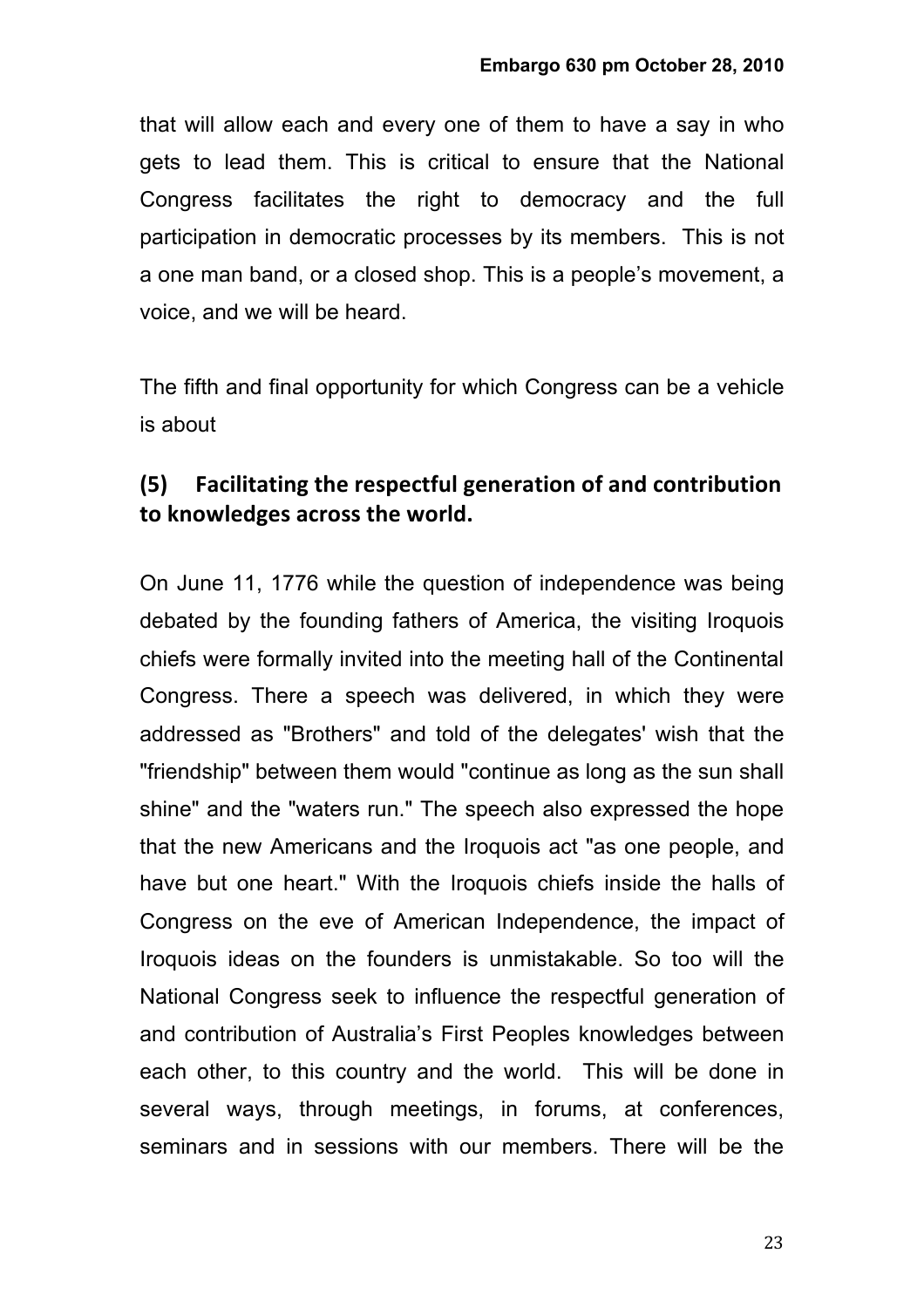that will allow each and every one of them to have a say in who gets to lead them. This is critical to ensure that the National Congress facilitates the right to democracy and the full participation in democratic processes by its members. This is not a one man band, or a closed shop. This is a people's movement, a voice, and we will be heard.

The fifth and final opportunity for which Congress can be a vehicle is about

## (5) Facilitating the respectful generation of and contribution to knowledges across the world.

On June 11, 1776 while the question of independence was being debated by the founding fathers of America, the visiting Iroquois chiefs were formally invited into the meeting hall of the Continental Congress. There a speech was delivered, in which they were addressed as "Brothers" and told of the delegates' wish that the "friendship" between them would "continue as long as the sun shall shine" and the "waters run." The speech also expressed the hope that the new Americans and the Iroquois act "as one people, and have but one heart." With the Iroquois chiefs inside the halls of Congress on the eve of American Independence, the impact of Iroquois ideas on the founders is unmistakable. So too will the National Congress seek to influence the respectful generation of and contribution of Australia's First Peoples knowledges between each other, to this country and the world. This will be done in several ways, through meetings, in forums, at conferences, seminars and in sessions with our members. There will be the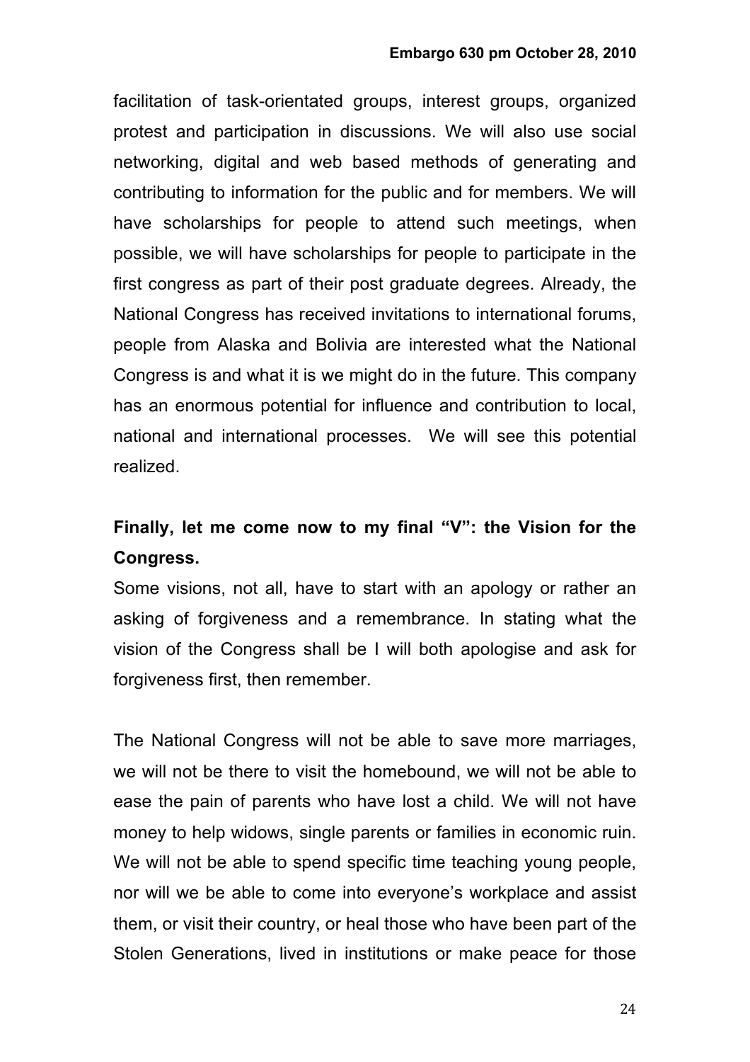facilitation of task-orientated groups, interest groups, organized protest and participation in discussions. We will also use social networking, digital and web based methods of generating and contributing to information for the public and for members. We will have scholarships for people to attend such meetings, when possible, we will have scholarships for people to participate in the first congress as part of their post graduate degrees. Already, the National Congress has received invitations to international forums, people from Alaska and Bolivia are interested what the National Congress is and what it is we might do in the future. This company has an enormous potential for influence and contribution to local, national and international processes. We will see this potential realized.

**Finally, let me come now to my final "V": the Vision for the Congress.**

Some visions, not all, have to start with an apology or rather an asking of forgiveness and a remembrance. In stating what the vision of the Congress shall be I will both apologise and ask for forgiveness first, then remember.

The National Congress will not be able to save more marriages, we will not be there to visit the homebound, we will not be able to ease the pain of parents who have lost a child. We will not have money to help widows, single parents or families in economic ruin. We will not be able to spend specific time teaching young people, nor will we be able to come into everyone's workplace and assist them, or visit their country, or heal those who have been part of the Stolen Generations, lived in institutions or make peace for those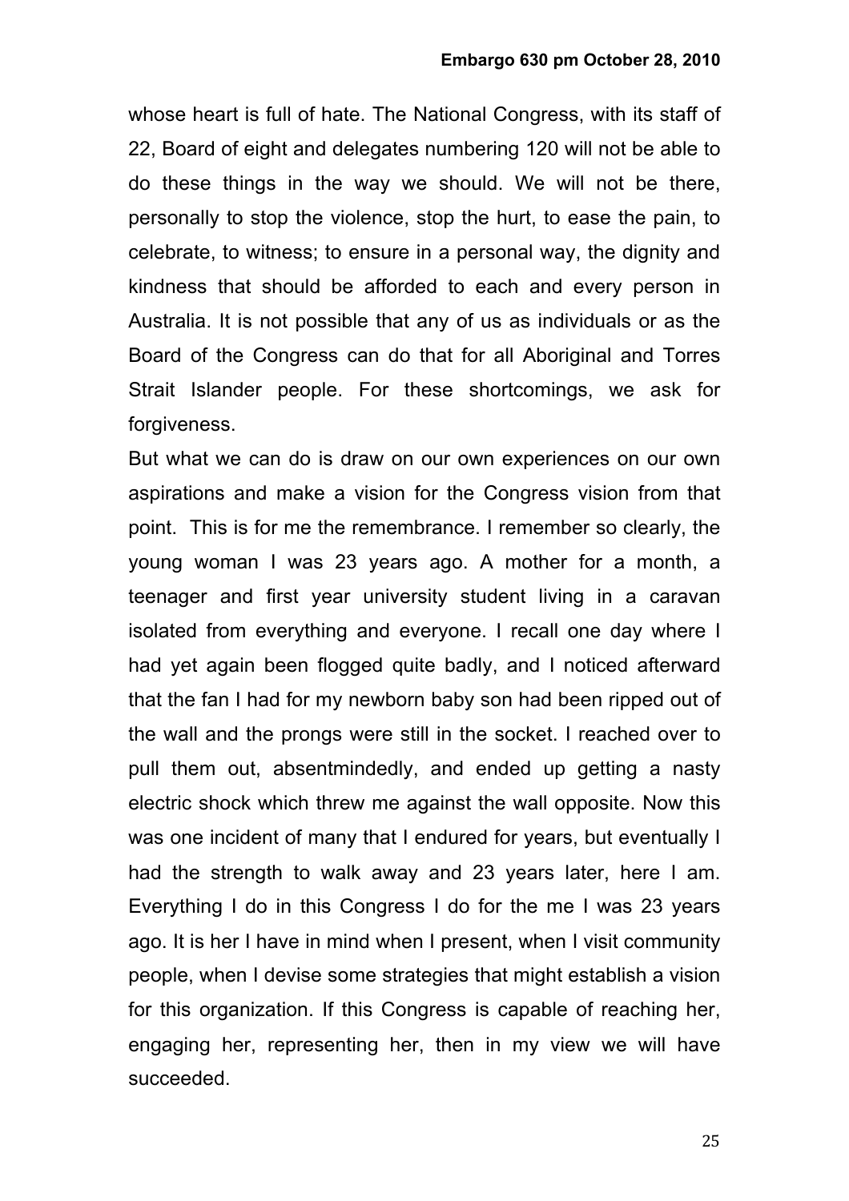whose heart is full of hate. The National Congress, with its staff of 22, Board of eight and delegates numbering 120 will not be able to do these things in the way we should. We will not be there, personally to stop the violence, stop the hurt, to ease the pain, to celebrate, to witness; to ensure in a personal way, the dignity and kindness that should be afforded to each and every person in Australia. It is not possible that any of us as individuals or as the Board of the Congress can do that for all Aboriginal and Torres Strait Islander people. For these shortcomings, we ask for forgiveness.

But what we can do is draw on our own experiences on our own aspirations and make a vision for the Congress vision from that point. This is for me the remembrance. I remember so clearly, the young woman I was 23 years ago. A mother for a month, a teenager and first year university student living in a caravan isolated from everything and everyone. I recall one day where I had yet again been flogged quite badly, and I noticed afterward that the fan I had for my newborn baby son had been ripped out of the wall and the prongs were still in the socket. I reached over to pull them out, absentmindedly, and ended up getting a nasty electric shock which threw me against the wall opposite. Now this was one incident of many that I endured for years, but eventually I had the strength to walk away and 23 years later, here I am. Everything I do in this Congress I do for the me I was 23 years ago. It is her I have in mind when I present, when I visit community people, when I devise some strategies that might establish a vision for this organization. If this Congress is capable of reaching her, engaging her, representing her, then in my view we will have succeeded.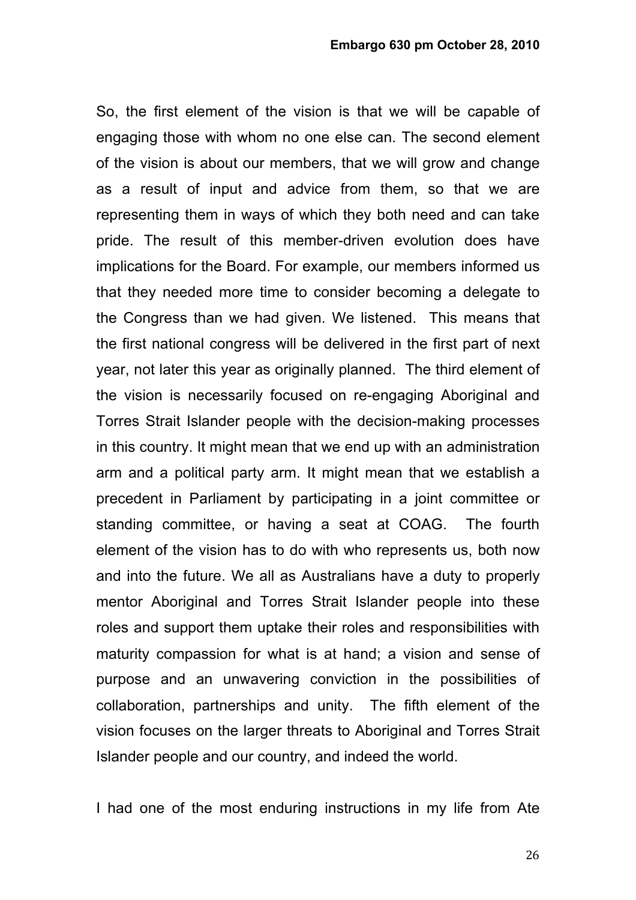So, the first element of the vision is that we will be capable of engaging those with whom no one else can. The second element of the vision is about our members, that we will grow and change as a result of input and advice from them, so that we are representing them in ways of which they both need and can take pride. The result of this member-driven evolution does have implications for the Board. For example, our members informed us that they needed more time to consider becoming a delegate to the Congress than we had given. We listened. This means that the first national congress will be delivered in the first part of next year, not later this year as originally planned. The third element of the vision is necessarily focused on re-engaging Aboriginal and Torres Strait Islander people with the decision-making processes in this country. It might mean that we end up with an administration arm and a political party arm. It might mean that we establish a precedent in Parliament by participating in a joint committee or standing committee, or having a seat at COAG. The fourth element of the vision has to do with who represents us, both now and into the future. We all as Australians have a duty to properly mentor Aboriginal and Torres Strait Islander people into these roles and support them uptake their roles and responsibilities with maturity compassion for what is at hand; a vision and sense of purpose and an unwavering conviction in the possibilities of collaboration, partnerships and unity. The fifth element of the vision focuses on the larger threats to Aboriginal and Torres Strait Islander people and our country, and indeed the world.

I had one of the most enduring instructions in my life from Ate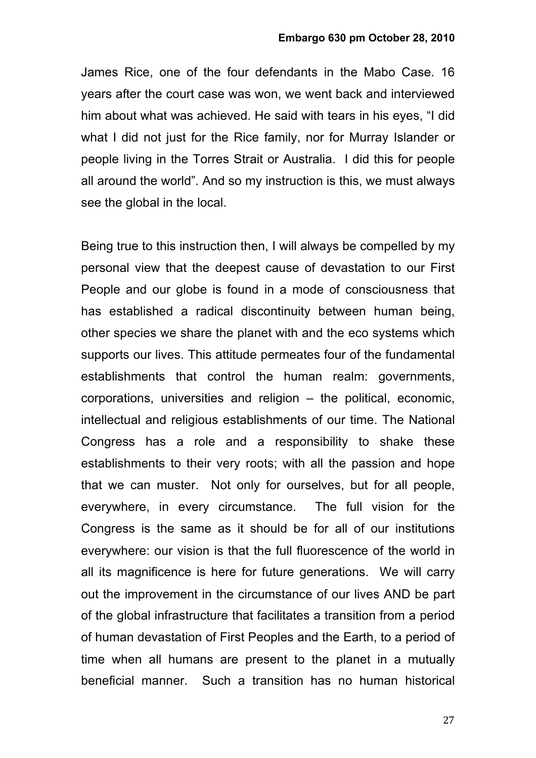James Rice, one of the four defendants in the Mabo Case. 16 years after the court case was won, we went back and interviewed him about what was achieved. He said with tears in his eyes, "I did what I did not just for the Rice family, nor for Murray Islander or people living in the Torres Strait or Australia. I did this for people all around the world". And so my instruction is this, we must always see the global in the local.

Being true to this instruction then, I will always be compelled by my personal view that the deepest cause of devastation to our First People and our globe is found in a mode of consciousness that has established a radical discontinuity between human being, other species we share the planet with and the eco systems which supports our lives. This attitude permeates four of the fundamental establishments that control the human realm: governments, corporations, universities and religion – the political, economic, intellectual and religious establishments of our time. The National Congress has a role and a responsibility to shake these establishments to their very roots; with all the passion and hope that we can muster. Not only for ourselves, but for all people, everywhere, in every circumstance. The full vision for the Congress is the same as it should be for all of our institutions everywhere: our vision is that the full fluorescence of the world in all its magnificence is here for future generations. We will carry out the improvement in the circumstance of our lives AND be part of the global infrastructure that facilitates a transition from a period of human devastation of First Peoples and the Earth, to a period of time when all humans are present to the planet in a mutually beneficial manner. Such a transition has no human historical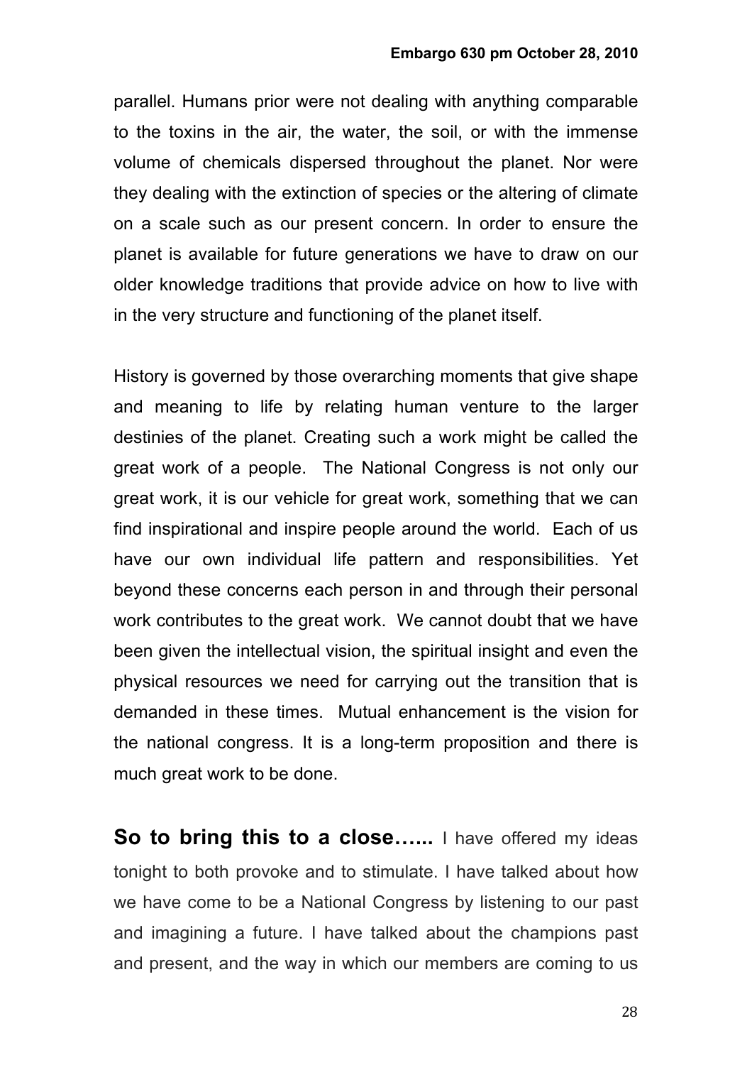parallel. Humans prior were not dealing with anything comparable to the toxins in the air, the water, the soil, or with the immense volume of chemicals dispersed throughout the planet. Nor were they dealing with the extinction of species or the altering of climate on a scale such as our present concern. In order to ensure the planet is available for future generations we have to draw on our older knowledge traditions that provide advice on how to live with in the very structure and functioning of the planet itself.

History is governed by those overarching moments that give shape and meaning to life by relating human venture to the larger destinies of the planet. Creating such a work might be called the great work of a people. The National Congress is not only our great work, it is our vehicle for great work, something that we can find inspirational and inspire people around the world. Each of us have our own individual life pattern and responsibilities. Yet beyond these concerns each person in and through their personal work contributes to the great work. We cannot doubt that we have been given the intellectual vision, the spiritual insight and even the physical resources we need for carrying out the transition that is demanded in these times. Mutual enhancement is the vision for the national congress. It is a long-term proposition and there is much great work to be done.

**So to bring this to a close…...** I have offered my ideas tonight to both provoke and to stimulate. I have talked about how we have come to be a National Congress by listening to our past and imagining a future. I have talked about the champions past and present, and the way in which our members are coming to us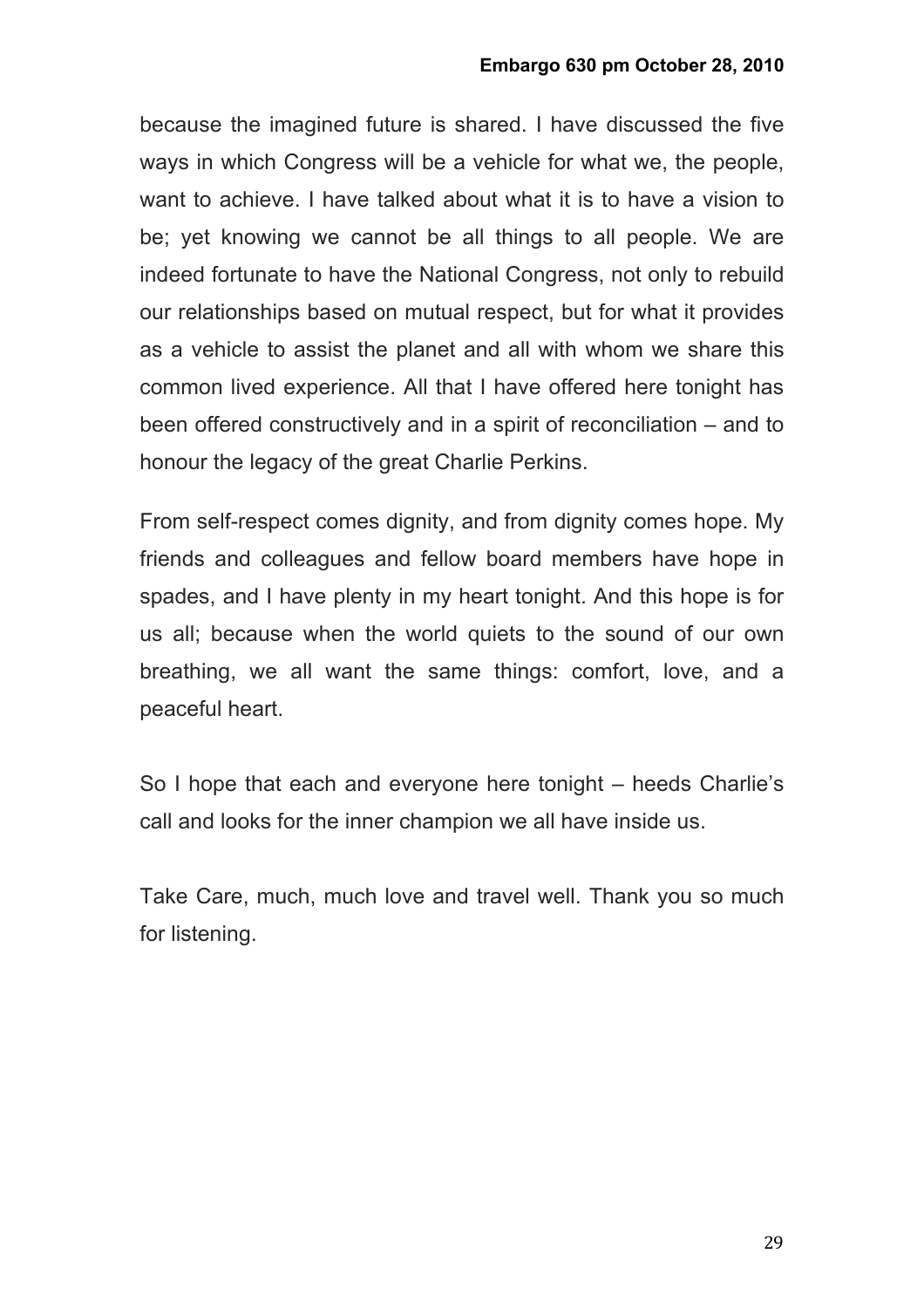because the imagined future is shared. I have discussed the five ways in which Congress will be a vehicle for what we, the people, want to achieve. I have talked about what it is to have a vision to be; yet knowing we cannot be all things to all people. We are indeed fortunate to have the National Congress, not only to rebuild our relationships based on mutual respect, but for what it provides as a vehicle to assist the planet and all with whom we share this common lived experience. All that I have offered here tonight has been offered constructively and in a spirit of reconciliation – and to honour the legacy of the great Charlie Perkins.

From self-respect comes dignity, and from dignity comes hope. My friends and colleagues and fellow board members have hope in spades, and I have plenty in my heart tonight. And this hope is for us all; because when the world quiets to the sound of our own breathing, we all want the same things: comfort, love, and a peaceful heart.

So I hope that each and everyone here tonight – heeds Charlie's call and looks for the inner champion we all have inside us.

Take Care, much, much love and travel well. Thank you so much for listening.